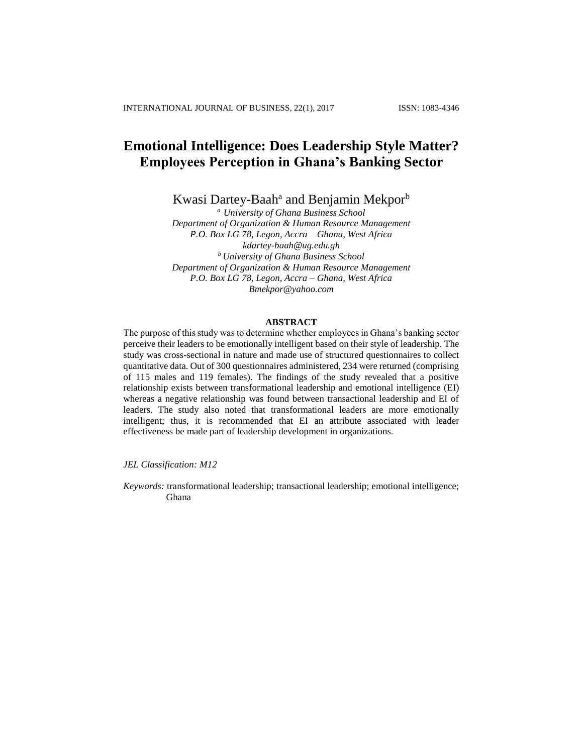# Emotional Intelligence: Does Leadership Style Matter? Employees Perception in Ghana's Banking Sector

Kwasi Dartey-Baah[a] and Benjamin Mekpor[b]

[a] *University of Ghana Business School*
*Department of Organization & Human Resource Management*
*P.O. Box LG 78, Legon, Accra – Ghana, West Africa*
*kdartey-baah@ug.edu.gh*

[b] *University of Ghana Business School*
*Department of Organization & Human Resource Management*
*P.O. Box LG 78, Legon, Accra – Ghana, West Africa*
*Bmekpor@yahoo.com*

## ABSTRACT

The purpose of this study was to determine whether employees in Ghana's banking sector perceive their leaders to be emotionally intelligent based on their style of leadership. The study was cross-sectional in nature and made use of structured questionnaires to collect quantitative data. Out of 300 questionnaires administered, 234 were returned (comprising of 115 males and 119 females). The findings of the study revealed that a positive relationship exists between transformational leadership and emotional intelligence (EI) whereas a negative relationship was found between transactional leadership and EI of leaders. The study also noted that transformational leaders are more emotionally intelligent; thus, it is recommended that EI an attribute associated with leader effectiveness be made part of leadership development in organizations.

*JEL Classification: M12*

*Keywords:* transformational leadership; transactional leadership; emotional intelligence; Ghana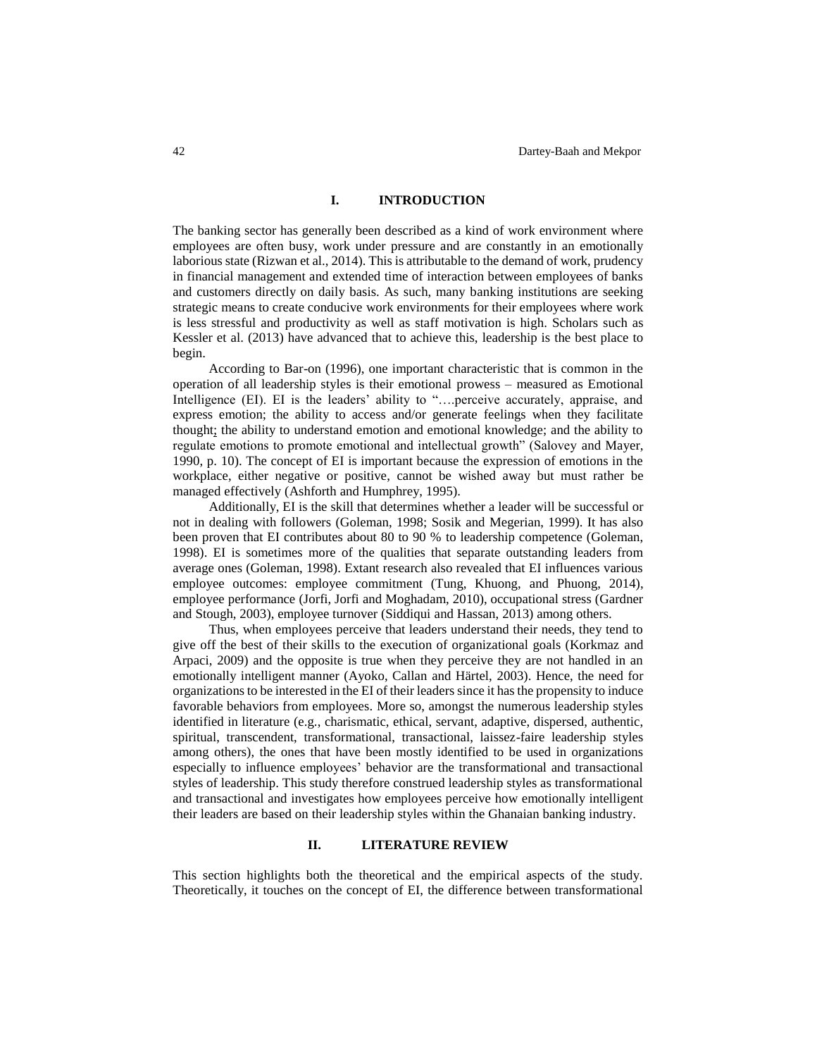## I. INTRODUCTION

The banking sector has generally been described as a kind of work environment where employees are often busy, work under pressure and are constantly in an emotionally laborious state (Rizwan et al., 2014). This is attributable to the demand of work, prudency in financial management and extended time of interaction between employees of banks and customers directly on daily basis. As such, many banking institutions are seeking strategic means to create conducive work environments for their employees where work is less stressful and productivity as well as staff motivation is high. Scholars such as Kessler et al. (2013) have advanced that to achieve this, leadership is the best place to begin.

According to Bar-on (1996), one important characteristic that is common in the operation of all leadership styles is their emotional prowess – measured as Emotional Intelligence (EI). EI is the leaders' ability to "….perceive accurately, appraise, and express emotion; the ability to access and/or generate feelings when they facilitate thought; the ability to understand emotion and emotional knowledge; and the ability to regulate emotions to promote emotional and intellectual growth" (Salovey and Mayer, 1990, p. 10). The concept of EI is important because the expression of emotions in the workplace, either negative or positive, cannot be wished away but must rather be managed effectively (Ashforth and Humphrey, 1995).

Additionally, EI is the skill that determines whether a leader will be successful or not in dealing with followers (Goleman, 1998; Sosik and Megerian, 1999). It has also been proven that EI contributes about 80 to 90 % to leadership competence (Goleman, 1998). EI is sometimes more of the qualities that separate outstanding leaders from average ones (Goleman, 1998). Extant research also revealed that EI influences various employee outcomes: employee commitment (Tung, Khuong, and Phuong, 2014), employee performance (Jorfi, Jorfi and Moghadam, 2010), occupational stress (Gardner and Stough, 2003), employee turnover (Siddiqui and Hassan, 2013) among others.

Thus, when employees perceive that leaders understand their needs, they tend to give off the best of their skills to the execution of organizational goals (Korkmaz and Arpaci, 2009) and the opposite is true when they perceive they are not handled in an emotionally intelligent manner (Ayoko, Callan and Härtel, 2003). Hence, the need for organizations to be interested in the EI of their leaders since it has the propensity to induce favorable behaviors from employees. More so, amongst the numerous leadership styles identified in literature (e.g., charismatic, ethical, servant, adaptive, dispersed, authentic, spiritual, transcendent, transformational, transactional, laissez-faire leadership styles among others), the ones that have been mostly identified to be used in organizations especially to influence employees' behavior are the transformational and transactional styles of leadership. This study therefore construed leadership styles as transformational and transactional and investigates how employees perceive how emotionally intelligent their leaders are based on their leadership styles within the Ghanaian banking industry.

## II. LITERATURE REVIEW

This section highlights both the theoretical and the empirical aspects of the study. Theoretically, it touches on the concept of EI, the difference between transformational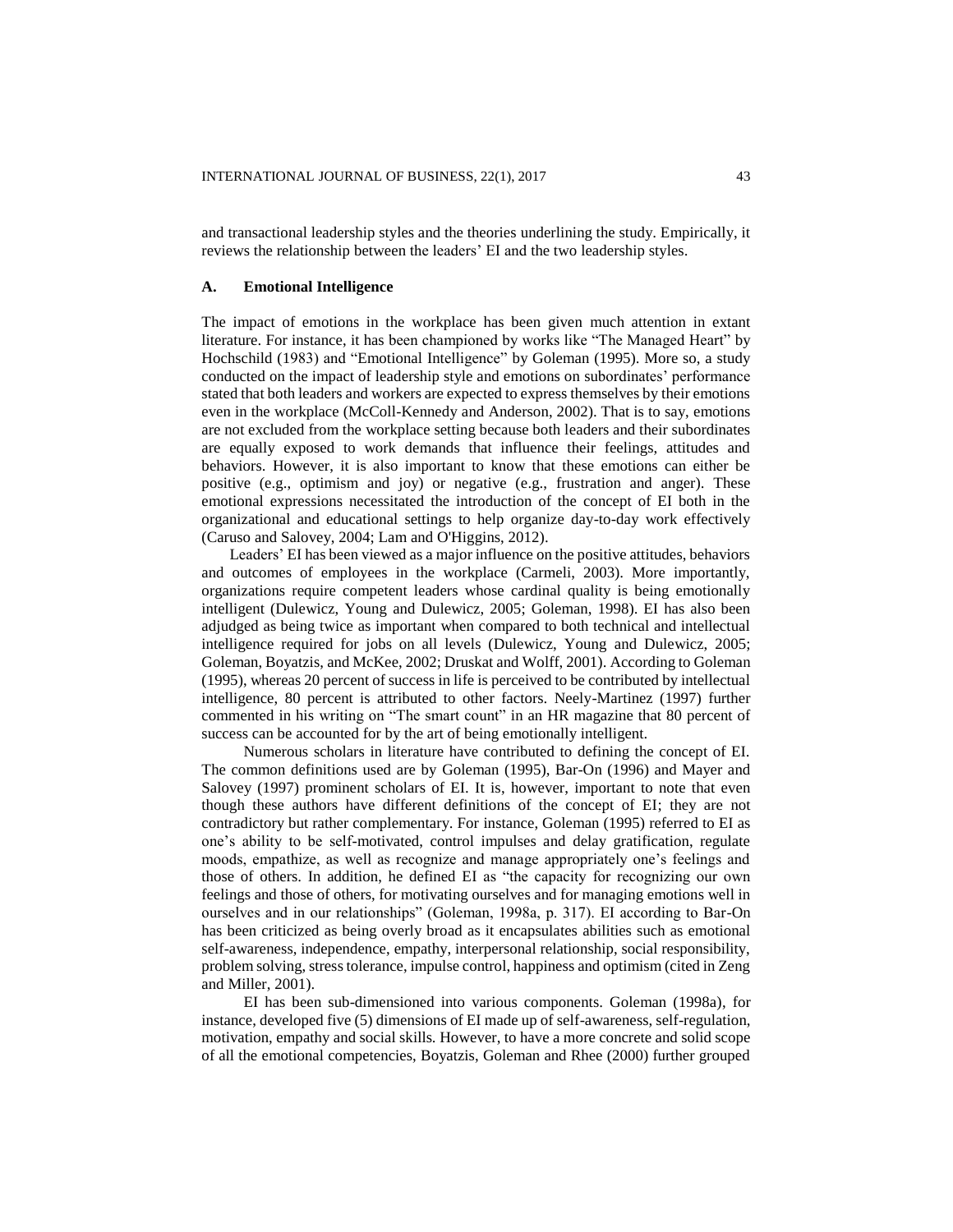and transactional leadership styles and the theories underlining the study. Empirically, it reviews the relationship between the leaders' EI and the two leadership styles.

### A. Emotional Intelligence

The impact of emotions in the workplace has been given much attention in extant literature. For instance, it has been championed by works like "The Managed Heart" by Hochschild (1983) and "Emotional Intelligence" by Goleman (1995). More so, a study conducted on the impact of leadership style and emotions on subordinates' performance stated that both leaders and workers are expected to express themselves by their emotions even in the workplace (McColl-Kennedy and Anderson, 2002). That is to say, emotions are not excluded from the workplace setting because both leaders and their subordinates are equally exposed to work demands that influence their feelings, attitudes and behaviors. However, it is also important to know that these emotions can either be positive (e.g., optimism and joy) or negative (e.g., frustration and anger). These emotional expressions necessitated the introduction of the concept of EI both in the organizational and educational settings to help organize day-to-day work effectively (Caruso and Salovey, 2004; Lam and O'Higgins, 2012).

Leaders' EI has been viewed as a major influence on the positive attitudes, behaviors and outcomes of employees in the workplace (Carmeli, 2003). More importantly, organizations require competent leaders whose cardinal quality is being emotionally intelligent (Dulewicz, Young and Dulewicz, 2005; Goleman, 1998). EI has also been adjudged as being twice as important when compared to both technical and intellectual intelligence required for jobs on all levels (Dulewicz, Young and Dulewicz, 2005; Goleman, Boyatzis, and McKee, 2002; Druskat and Wolff, 2001). According to Goleman (1995), whereas 20 percent of success in life is perceived to be contributed by intellectual intelligence, 80 percent is attributed to other factors. Neely-Martinez (1997) further commented in his writing on "The smart count" in an HR magazine that 80 percent of success can be accounted for by the art of being emotionally intelligent.

Numerous scholars in literature have contributed to defining the concept of EI. The common definitions used are by Goleman (1995), Bar-On (1996) and Mayer and Salovey (1997) prominent scholars of EI. It is, however, important to note that even though these authors have different definitions of the concept of EI; they are not contradictory but rather complementary. For instance, Goleman (1995) referred to EI as one's ability to be self-motivated, control impulses and delay gratification, regulate moods, empathize, as well as recognize and manage appropriately one's feelings and those of others. In addition, he defined EI as "the capacity for recognizing our own feelings and those of others, for motivating ourselves and for managing emotions well in ourselves and in our relationships" (Goleman, 1998a, p. 317). EI according to Bar-On has been criticized as being overly broad as it encapsulates abilities such as emotional self-awareness, independence, empathy, interpersonal relationship, social responsibility, problem solving, stress tolerance, impulse control, happiness and optimism (cited in Zeng and Miller, 2001).

EI has been sub-dimensioned into various components. Goleman (1998a), for instance, developed five (5) dimensions of EI made up of self-awareness, self-regulation, motivation, empathy and social skills. However, to have a more concrete and solid scope of all the emotional competencies, Boyatzis, Goleman and Rhee (2000) further grouped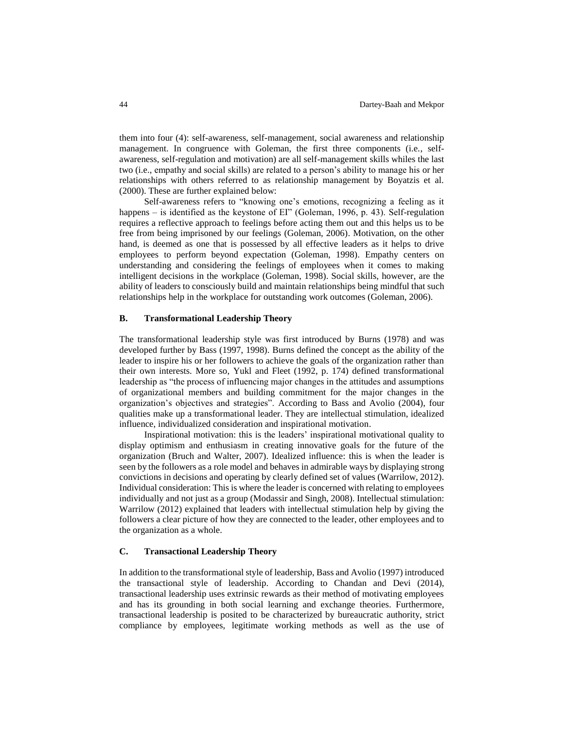them into four (4): self-awareness, self-management, social awareness and relationship management. In congruence with Goleman, the first three components (i.e., self-awareness, self-regulation and motivation) are all self-management skills whiles the last two (i.e., empathy and social skills) are related to a person's ability to manage his or her relationships with others referred to as relationship management by Boyatzis et al. (2000). These are further explained below:

Self-awareness refers to "knowing one's emotions, recognizing a feeling as it happens – is identified as the keystone of EI" (Goleman, 1996, p. 43). Self-regulation requires a reflective approach to feelings before acting them out and this helps us to be free from being imprisoned by our feelings (Goleman, 2006). Motivation, on the other hand, is deemed as one that is possessed by all effective leaders as it helps to drive employees to perform beyond expectation (Goleman, 1998). Empathy centers on understanding and considering the feelings of employees when it comes to making intelligent decisions in the workplace (Goleman, 1998). Social skills, however, are the ability of leaders to consciously build and maintain relationships being mindful that such relationships help in the workplace for outstanding work outcomes (Goleman, 2006).

### B. Transformational Leadership Theory

The transformational leadership style was first introduced by Burns (1978) and was developed further by Bass (1997, 1998). Burns defined the concept as the ability of the leader to inspire his or her followers to achieve the goals of the organization rather than their own interests. More so, Yukl and Fleet (1992, p. 174) defined transformational leadership as "the process of influencing major changes in the attitudes and assumptions of organizational members and building commitment for the major changes in the organization's objectives and strategies". According to Bass and Avolio (2004), four qualities make up a transformational leader. They are intellectual stimulation, idealized influence, individualized consideration and inspirational motivation.

Inspirational motivation: this is the leaders' inspirational motivational quality to display optimism and enthusiasm in creating innovative goals for the future of the organization (Bruch and Walter, 2007). Idealized influence: this is when the leader is seen by the followers as a role model and behaves in admirable ways by displaying strong convictions in decisions and operating by clearly defined set of values (Warrilow, 2012). Individual consideration: This is where the leader is concerned with relating to employees individually and not just as a group (Modassir and Singh, 2008). Intellectual stimulation: Warrilow (2012) explained that leaders with intellectual stimulation help by giving the followers a clear picture of how they are connected to the leader, other employees and to the organization as a whole.

### C. Transactional Leadership Theory

In addition to the transformational style of leadership, Bass and Avolio (1997) introduced the transactional style of leadership. According to Chandan and Devi (2014), transactional leadership uses extrinsic rewards as their method of motivating employees and has its grounding in both social learning and exchange theories. Furthermore, transactional leadership is posited to be characterized by bureaucratic authority, strict compliance by employees, legitimate working methods as well as the use of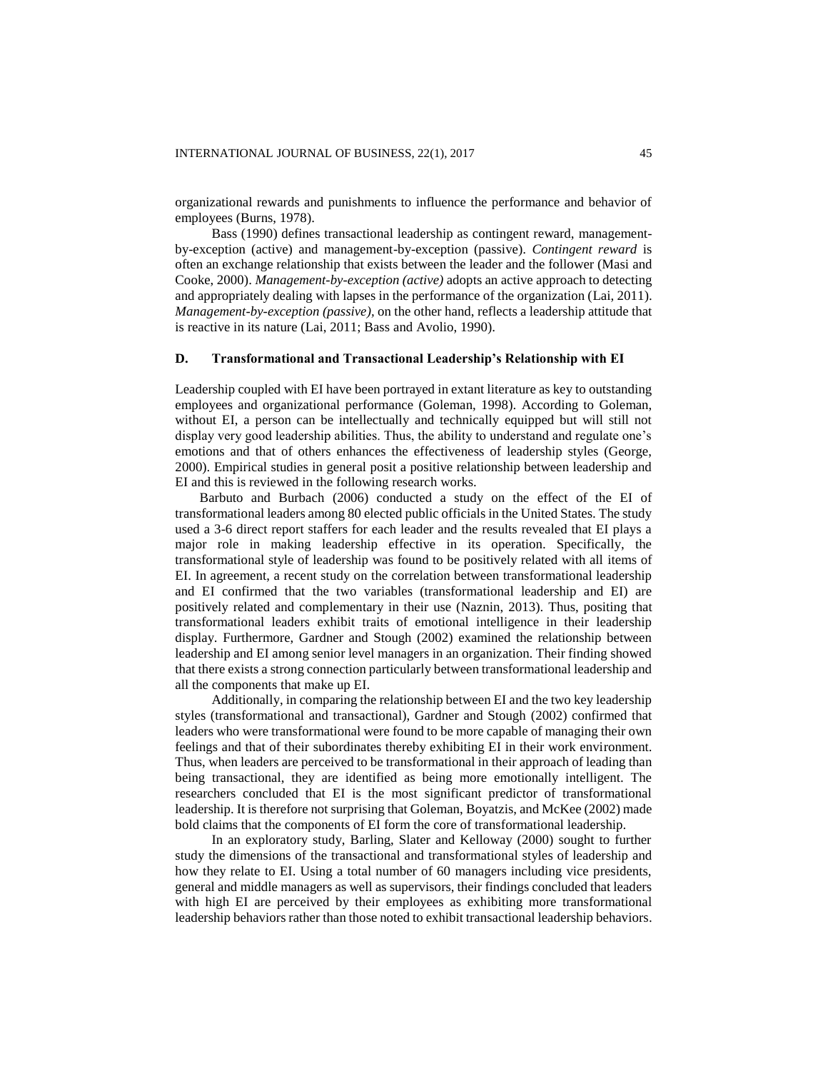organizational rewards and punishments to influence the performance and behavior of employees (Burns, 1978).

Bass (1990) defines transactional leadership as contingent reward, management-by-exception (active) and management-by-exception (passive). *Contingent reward* is often an exchange relationship that exists between the leader and the follower (Masi and Cooke, 2000). *Management-by-exception (active)* adopts an active approach to detecting and appropriately dealing with lapses in the performance of the organization (Lai, 2011). *Management-by-exception (passive),* on the other hand, reflects a leadership attitude that is reactive in its nature (Lai, 2011; Bass and Avolio, 1990).

## D. Transformational and Transactional Leadership's Relationship with EI

Leadership coupled with EI have been portrayed in extant literature as key to outstanding employees and organizational performance (Goleman, 1998). According to Goleman, without EI, a person can be intellectually and technically equipped but will still not display very good leadership abilities. Thus, the ability to understand and regulate one's emotions and that of others enhances the effectiveness of leadership styles (George, 2000). Empirical studies in general posit a positive relationship between leadership and EI and this is reviewed in the following research works.

Barbuto and Burbach (2006) conducted a study on the effect of the EI of transformational leaders among 80 elected public officials in the United States. The study used a 3-6 direct report staffers for each leader and the results revealed that EI plays a major role in making leadership effective in its operation. Specifically, the transformational style of leadership was found to be positively related with all items of EI. In agreement, a recent study on the correlation between transformational leadership and EI confirmed that the two variables (transformational leadership and EI) are positively related and complementary in their use (Naznin, 2013). Thus, positing that transformational leaders exhibit traits of emotional intelligence in their leadership display. Furthermore, Gardner and Stough (2002) examined the relationship between leadership and EI among senior level managers in an organization. Their finding showed that there exists a strong connection particularly between transformational leadership and all the components that make up EI.

Additionally, in comparing the relationship between EI and the two key leadership styles (transformational and transactional), Gardner and Stough (2002) confirmed that leaders who were transformational were found to be more capable of managing their own feelings and that of their subordinates thereby exhibiting EI in their work environment. Thus, when leaders are perceived to be transformational in their approach of leading than being transactional, they are identified as being more emotionally intelligent. The researchers concluded that EI is the most significant predictor of transformational leadership. It is therefore not surprising that Goleman, Boyatzis, and McKee (2002) made bold claims that the components of EI form the core of transformational leadership.

In an exploratory study, Barling, Slater and Kelloway (2000) sought to further study the dimensions of the transactional and transformational styles of leadership and how they relate to EI. Using a total number of 60 managers including vice presidents, general and middle managers as well as supervisors, their findings concluded that leaders with high EI are perceived by their employees as exhibiting more transformational leadership behaviors rather than those noted to exhibit transactional leadership behaviors.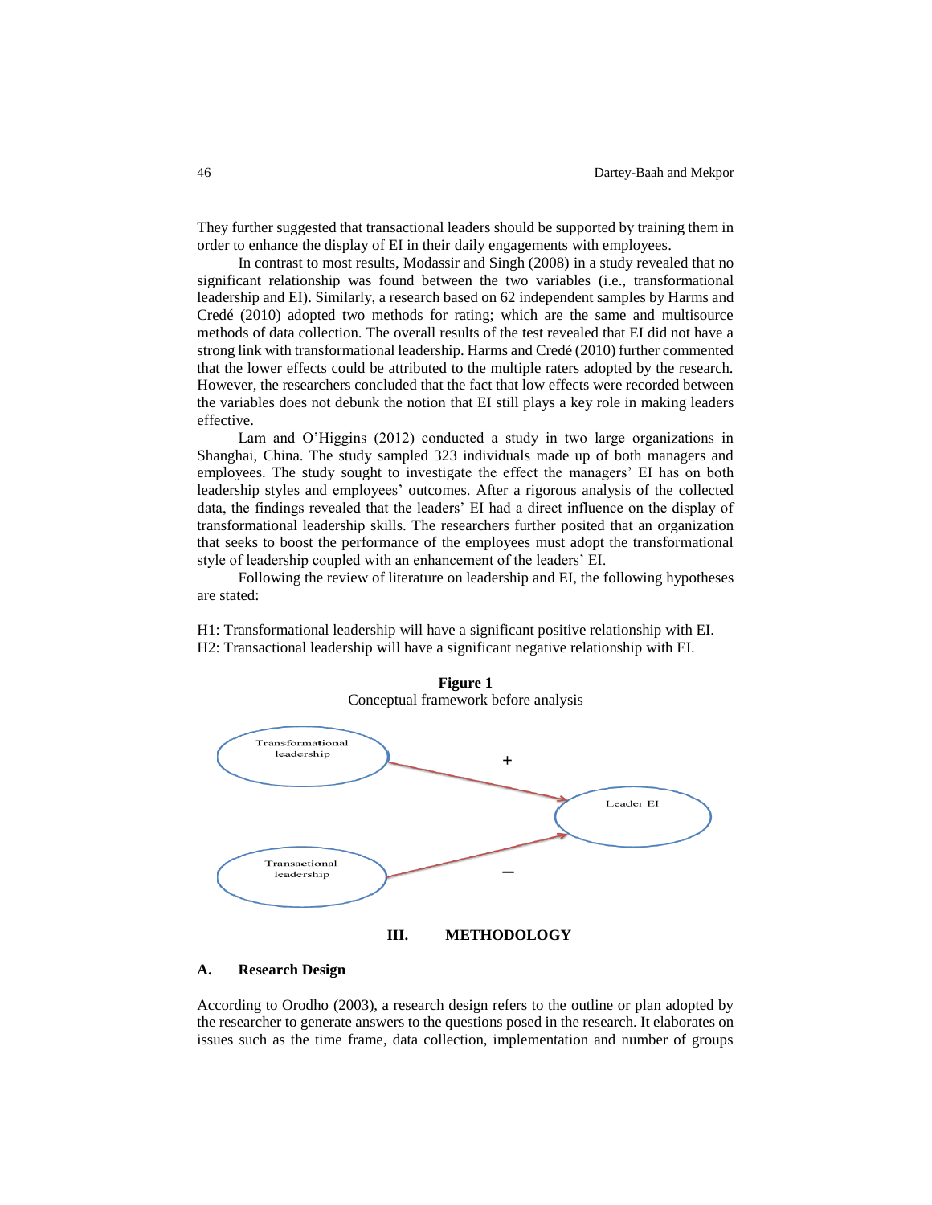They further suggested that transactional leaders should be supported by training them in order to enhance the display of EI in their daily engagements with employees.

In contrast to most results, Modassir and Singh (2008) in a study revealed that no significant relationship was found between the two variables (i.e., transformational leadership and EI). Similarly, a research based on 62 independent samples by Harms and Credé (2010) adopted two methods for rating; which are the same and multisource methods of data collection. The overall results of the test revealed that EI did not have a strong link with transformational leadership. Harms and Credé (2010) further commented that the lower effects could be attributed to the multiple raters adopted by the research. However, the researchers concluded that the fact that low effects were recorded between the variables does not debunk the notion that EI still plays a key role in making leaders effective.

Lam and O'Higgins (2012) conducted a study in two large organizations in Shanghai, China. The study sampled 323 individuals made up of both managers and employees. The study sought to investigate the effect the managers' EI has on both leadership styles and employees' outcomes. After a rigorous analysis of the collected data, the findings revealed that the leaders' EI had a direct influence on the display of transformational leadership skills. The researchers further posited that an organization that seeks to boost the performance of the employees must adopt the transformational style of leadership coupled with an enhancement of the leaders' EI.

Following the review of literature on leadership and EI, the following hypotheses are stated:

H1: Transformational leadership will have a significant positive relationship with EI.
H2: Transactional leadership will have a significant negative relationship with EI.

**Figure 1**
Conceptual framework before analysis

Transformational leadership → (+) → Leader EI
Transactional leadership → (−) → Leader EI

## III. METHODOLOGY

### A. Research Design

According to Orodho (2003), a research design refers to the outline or plan adopted by the researcher to generate answers to the questions posed in the research. It elaborates on issues such as the time frame, data collection, implementation and number of groups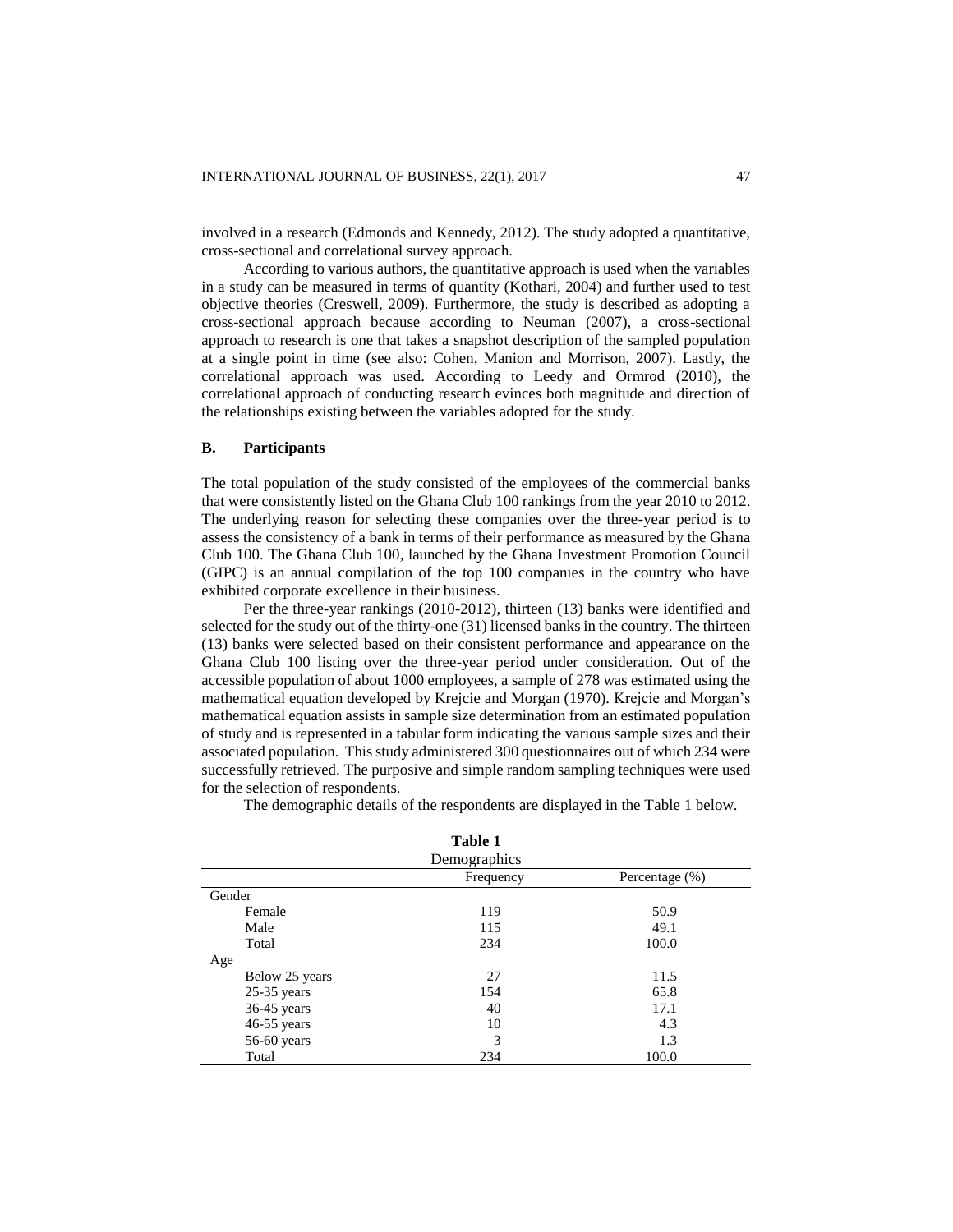involved in a research (Edmonds and Kennedy, 2012). The study adopted a quantitative, cross-sectional and correlational survey approach.

According to various authors, the quantitative approach is used when the variables in a study can be measured in terms of quantity (Kothari, 2004) and further used to test objective theories (Creswell, 2009). Furthermore, the study is described as adopting a cross-sectional approach because according to Neuman (2007), a cross-sectional approach to research is one that takes a snapshot description of the sampled population at a single point in time (see also: Cohen, Manion and Morrison, 2007). Lastly, the correlational approach was used. According to Leedy and Ormrod (2010), the correlational approach of conducting research evinces both magnitude and direction of the relationships existing between the variables adopted for the study.

## B. Participants

The total population of the study consisted of the employees of the commercial banks that were consistently listed on the Ghana Club 100 rankings from the year 2010 to 2012. The underlying reason for selecting these companies over the three-year period is to assess the consistency of a bank in terms of their performance as measured by the Ghana Club 100. The Ghana Club 100, launched by the Ghana Investment Promotion Council (GIPC) is an annual compilation of the top 100 companies in the country who have exhibited corporate excellence in their business.

Per the three-year rankings (2010-2012), thirteen (13) banks were identified and selected for the study out of the thirty-one (31) licensed banks in the country. The thirteen (13) banks were selected based on their consistent performance and appearance on the Ghana Club 100 listing over the three-year period under consideration. Out of the accessible population of about 1000 employees, a sample of 278 was estimated using the mathematical equation developed by Krejcie and Morgan (1970). Krejcie and Morgan's mathematical equation assists in sample size determination from an estimated population of study and is represented in a tabular form indicating the various sample sizes and their associated population. This study administered 300 questionnaires out of which 234 were successfully retrieved. The purposive and simple random sampling techniques were used for the selection of respondents.

The demographic details of the respondents are displayed in the Table 1 below.

**Table 1**
Demographics

| | Frequency | Percentage (%) |
|---|---|---|
| Gender | | |
| Female | 119 | 50.9 |
| Male | 115 | 49.1 |
| Total | 234 | 100.0 |
| Age | | |
| Below 25 years | 27 | 11.5 |
| 25-35 years | 154 | 65.8 |
| 36-45 years | 40 | 17.1 |
| 46-55 years | 10 | 4.3 |
| 56-60 years | 3 | 1.3 |
| Total | 234 | 100.0 |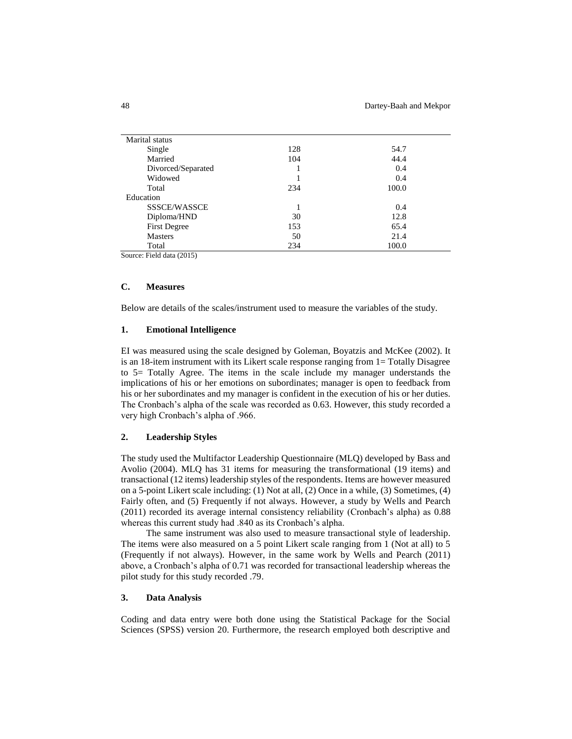| | | |
|---|---|---|
| Marital status | | |
| Single | 128 | 54.7 |
| Married | 104 | 44.4 |
| Divorced/Separated | 1 | 0.4 |
| Widowed | 1 | 0.4 |
| Total | 234 | 100.0 |
| Education | | |
| SSSCE/WASSCE | 1 | 0.4 |
| Diploma/HND | 30 | 12.8 |
| First Degree | 153 | 65.4 |
| Masters | 50 | 21.4 |
| Total | 234 | 100.0 |

Source: Field data (2015)

### C. Measures

Below are details of the scales/instrument used to measure the variables of the study.

#### 1. Emotional Intelligence

EI was measured using the scale designed by Goleman, Boyatzis and McKee (2002). It is an 18-item instrument with its Likert scale response ranging from 1= Totally Disagree to 5= Totally Agree. The items in the scale include my manager understands the implications of his or her emotions on subordinates; manager is open to feedback from his or her subordinates and my manager is confident in the execution of his or her duties. The Cronbach's alpha of the scale was recorded as 0.63. However, this study recorded a very high Cronbach's alpha of .966.

#### 2. Leadership Styles

The study used the Multifactor Leadership Questionnaire (MLQ) developed by Bass and Avolio (2004). MLQ has 31 items for measuring the transformational (19 items) and transactional (12 items) leadership styles of the respondents. Items are however measured on a 5-point Likert scale including: (1) Not at all, (2) Once in a while, (3) Sometimes, (4) Fairly often, and (5) Frequently if not always. However, a study by Wells and Pearch (2011) recorded its average internal consistency reliability (Cronbach's alpha) as 0.88 whereas this current study had .840 as its Cronbach's alpha.

The same instrument was also used to measure transactional style of leadership. The items were also measured on a 5 point Likert scale ranging from 1 (Not at all) to 5 (Frequently if not always). However, in the same work by Wells and Pearch (2011) above, a Cronbach's alpha of 0.71 was recorded for transactional leadership whereas the pilot study for this study recorded .79.

#### 3. Data Analysis

Coding and data entry were both done using the Statistical Package for the Social Sciences (SPSS) version 20. Furthermore, the research employed both descriptive and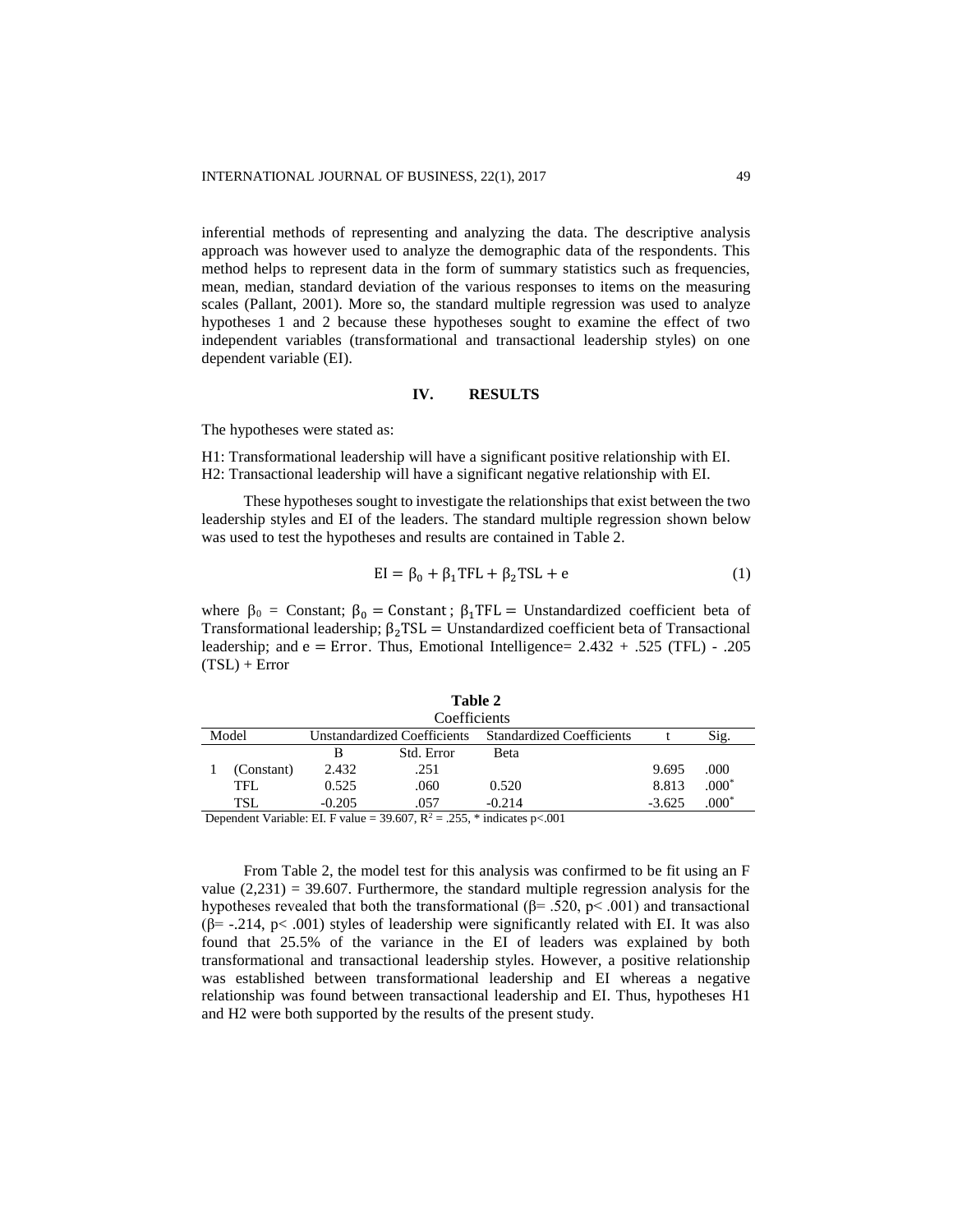inferential methods of representing and analyzing the data. The descriptive analysis approach was however used to analyze the demographic data of the respondents. This method helps to represent data in the form of summary statistics such as frequencies, mean, median, standard deviation of the various responses to items on the measuring scales (Pallant, 2001). More so, the standard multiple regression was used to analyze hypotheses 1 and 2 because these hypotheses sought to examine the effect of two independent variables (transformational and transactional leadership styles) on one dependent variable (EI).

## IV. RESULTS

The hypotheses were stated as:

H1: Transformational leadership will have a significant positive relationship with EI.
H2: Transactional leadership will have a significant negative relationship with EI.

These hypotheses sought to investigate the relationships that exist between the two leadership styles and EI of the leaders. The standard multiple regression shown below was used to test the hypotheses and results are contained in Table 2.

$$\mathrm{EI} = \beta_0 + \beta_1 \mathrm{TFL} + \beta_2 \mathrm{TSL} + \mathrm{e} \tag{1}$$

where $\beta_0$ = Constant; $\beta_0 = \mathrm{Constant}$; $\beta_1 \mathrm{TFL} =$ Unstandardized coefficient beta of Transformational leadership; $\beta_2 \mathrm{TSL} =$ Unstandardized coefficient beta of Transactional leadership; and $\mathrm{e} = \mathrm{Error}$. Thus, Emotional Intelligence= 2.432 + .525 (TFL) - .205 (TSL) + Error

**Table 2**
Coefficients

| Model | | Unstandardized Coefficients | | Standardized Coefficients | t | Sig. |
|---|---|---|---|---|---|---|
| | | B | Std. Error | Beta | | |
| 1 | (Constant) | 2.432 | .251 | | 9.695 | .000 |
| | TFL | 0.525 | .060 | 0.520 | 8.813 | .000* |
| | TSL | -0.205 | .057 | -0.214 | -3.625 | .000* |

Dependent Variable: EI. F value = 39.607, $R^2$ = .255, * indicates $p<.001$

From Table 2, the model test for this analysis was confirmed to be fit using an F value (2,231) = 39.607. Furthermore, the standard multiple regression analysis for the hypotheses revealed that both the transformational ($\beta$= .520, $p< .001$) and transactional ($\beta$= -.214, $p< .001$) styles of leadership were significantly related with EI. It was also found that 25.5% of the variance in the EI of leaders was explained by both transformational and transactional leadership styles. However, a positive relationship was established between transformational leadership and EI whereas a negative relationship was found between transactional leadership and EI. Thus, hypotheses H1 and H2 were both supported by the results of the present study.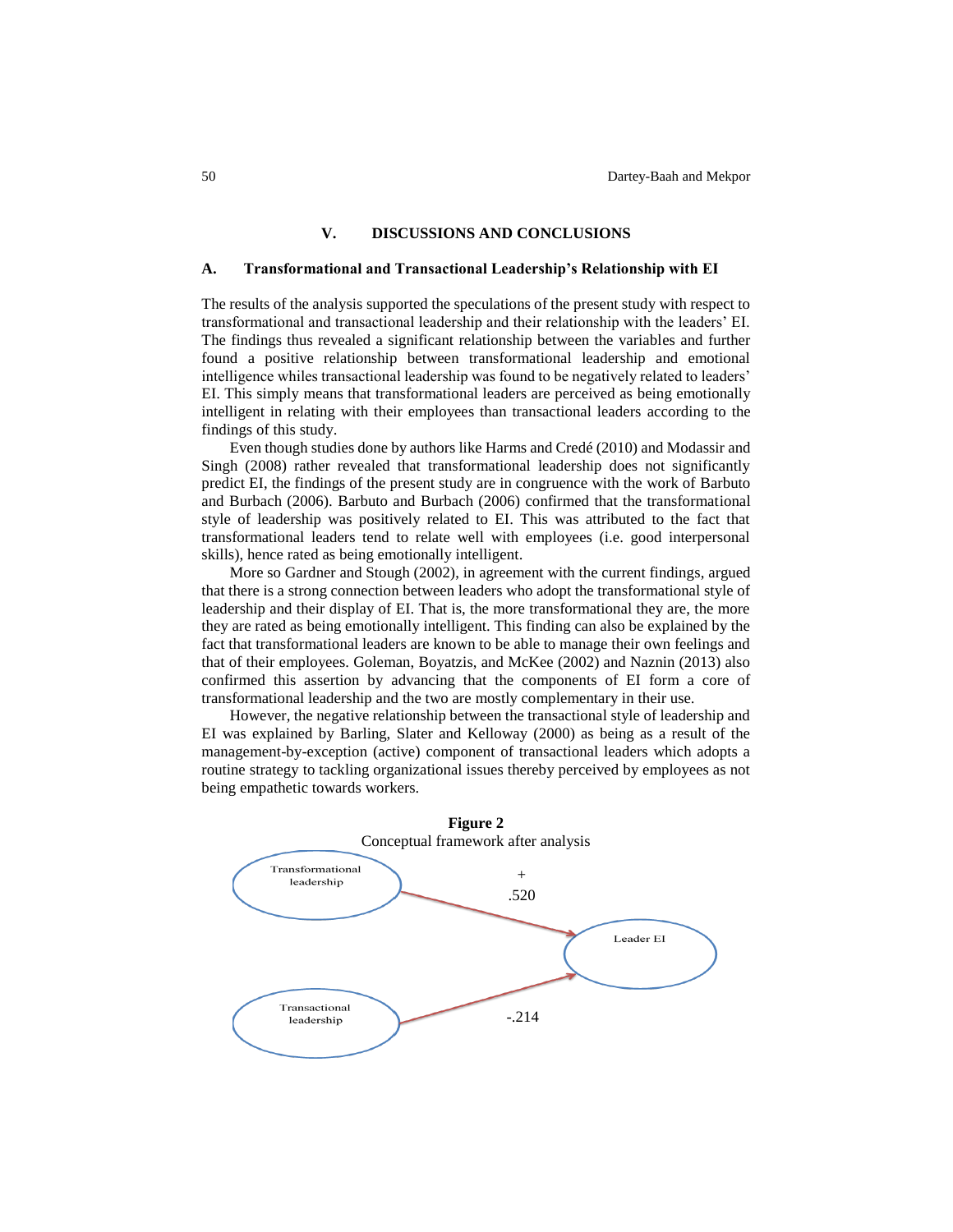## V. DISCUSSIONS AND CONCLUSIONS

### A. Transformational and Transactional Leadership's Relationship with EI

The results of the analysis supported the speculations of the present study with respect to transformational and transactional leadership and their relationship with the leaders' EI. The findings thus revealed a significant relationship between the variables and further found a positive relationship between transformational leadership and emotional intelligence whiles transactional leadership was found to be negatively related to leaders' EI. This simply means that transformational leaders are perceived as being emotionally intelligent in relating with their employees than transactional leaders according to the findings of this study.

Even though studies done by authors like Harms and Credé (2010) and Modassir and Singh (2008) rather revealed that transformational leadership does not significantly predict EI, the findings of the present study are in congruence with the work of Barbuto and Burbach (2006). Barbuto and Burbach (2006) confirmed that the transformational style of leadership was positively related to EI. This was attributed to the fact that transformational leaders tend to relate well with employees (i.e. good interpersonal skills), hence rated as being emotionally intelligent.

More so Gardner and Stough (2002), in agreement with the current findings, argued that there is a strong connection between leaders who adopt the transformational style of leadership and their display of EI. That is, the more transformational they are, the more they are rated as being emotionally intelligent. This finding can also be explained by the fact that transformational leaders are known to be able to manage their own feelings and that of their employees. Goleman, Boyatzis, and McKee (2002) and Naznin (2013) also confirmed this assertion by advancing that the components of EI form a core of transformational leadership and the two are mostly complementary in their use.

However, the negative relationship between the transactional style of leadership and EI was explained by Barling, Slater and Kelloway (2000) as being as a result of the management-by-exception (active) component of transactional leaders which adopts a routine strategy to tackling organizational issues thereby perceived by employees as not being empathetic towards workers.

**Figure 2**
Conceptual framework after analysis

Transformational leadership → (+ .520) → Leader EI
Transactional leadership → (-.214) → Leader EI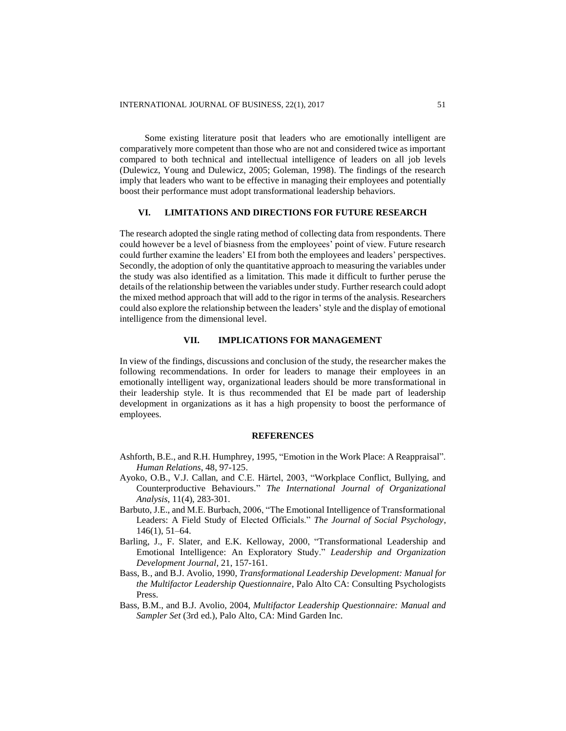Some existing literature posit that leaders who are emotionally intelligent are comparatively more competent than those who are not and considered twice as important compared to both technical and intellectual intelligence of leaders on all job levels (Dulewicz, Young and Dulewicz, 2005; Goleman, 1998). The findings of the research imply that leaders who want to be effective in managing their employees and potentially boost their performance must adopt transformational leadership behaviors.

## VI. LIMITATIONS AND DIRECTIONS FOR FUTURE RESEARCH

The research adopted the single rating method of collecting data from respondents. There could however be a level of biasness from the employees' point of view. Future research could further examine the leaders' EI from both the employees and leaders' perspectives. Secondly, the adoption of only the quantitative approach to measuring the variables under the study was also identified as a limitation. This made it difficult to further peruse the details of the relationship between the variables under study. Further research could adopt the mixed method approach that will add to the rigor in terms of the analysis. Researchers could also explore the relationship between the leaders' style and the display of emotional intelligence from the dimensional level.

## VII. IMPLICATIONS FOR MANAGEMENT

In view of the findings, discussions and conclusion of the study, the researcher makes the following recommendations. In order for leaders to manage their employees in an emotionally intelligent way, organizational leaders should be more transformational in their leadership style. It is thus recommended that EI be made part of leadership development in organizations as it has a high propensity to boost the performance of employees.

## REFERENCES

Ashforth, B.E., and R.H. Humphrey, 1995, "Emotion in the Work Place: A Reappraisal". *Human Relations*, 48, 97-125.

Ayoko, O.B., V.J. Callan, and C.E. Härtel, 2003, "Workplace Conflict, Bullying, and Counterproductive Behaviours." *The International Journal of Organizational Analysis*, 11(4), 283-301.

Barbuto, J.E., and M.E. Burbach, 2006, "The Emotional Intelligence of Transformational Leaders: A Field Study of Elected Officials." *The Journal of Social Psychology*, 146(1), 51–64.

Barling, J., F. Slater, and E.K. Kelloway, 2000, "Transformational Leadership and Emotional Intelligence: An Exploratory Study." *Leadership and Organization Development Journal*, 21, 157-161.

Bass, B., and B.J. Avolio, 1990, *Transformational Leadership Development: Manual for the Multifactor Leadership Questionnaire*, Palo Alto CA: Consulting Psychologists Press.

Bass, B.M., and B.J. Avolio, 2004, *Multifactor Leadership Questionnaire: Manual and Sampler Set* (3rd ed.), Palo Alto, CA: Mind Garden Inc.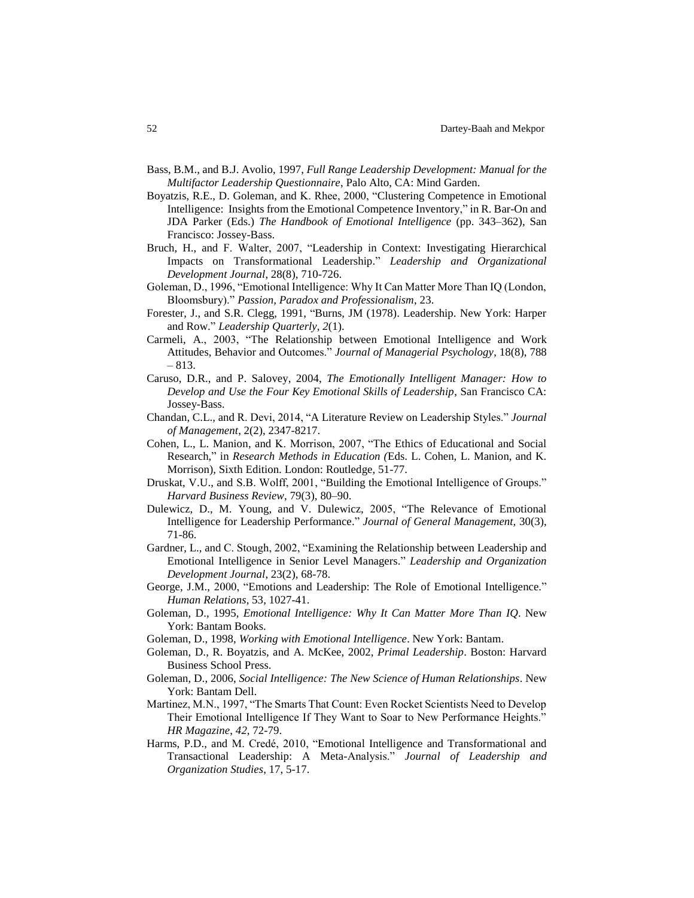Bass, B.M., and B.J. Avolio, 1997, *Full Range Leadership Development: Manual for the Multifactor Leadership Questionnaire*, Palo Alto, CA: Mind Garden.

Boyatzis, R.E., D. Goleman, and K. Rhee, 2000, "Clustering Competence in Emotional Intelligence: Insights from the Emotional Competence Inventory," in R. Bar-On and JDA Parker (Eds.) *The Handbook of Emotional Intelligence* (pp. 343–362), San Francisco: Jossey-Bass.

Bruch, H., and F. Walter, 2007, "Leadership in Context: Investigating Hierarchical Impacts on Transformational Leadership." *Leadership and Organizational Development Journal*, 28(8), 710-726.

Goleman, D., 1996, "Emotional Intelligence: Why It Can Matter More Than IQ (London, Bloomsbury)." *Passion, Paradox and Professionalism*, 23.

Forester, J., and S.R. Clegg, 1991, "Burns, JM (1978). Leadership. New York: Harper and Row." *Leadership Quarterly*, *2*(1).

Carmeli, A., 2003, "The Relationship between Emotional Intelligence and Work Attitudes, Behavior and Outcomes." *Journal of Managerial Psychology*, 18(8), 788 – 813.

Caruso, D.R., and P. Salovey, 2004, *The Emotionally Intelligent Manager: How to Develop and Use the Four Key Emotional Skills of Leadership*, San Francisco CA: Jossey-Bass.

Chandan, C.L., and R. Devi, 2014, "A Literature Review on Leadership Styles." *Journal of Management*, 2(2), 2347-8217.

Cohen, L., L. Manion, and K. Morrison, 2007, "The Ethics of Educational and Social Research," in *Research Methods in Education (*Eds. L. Cohen, L. Manion, and K. Morrison), Sixth Edition. London: Routledge, 51-77.

Druskat, V.U., and S.B. Wolff, 2001, "Building the Emotional Intelligence of Groups." *Harvard Business Review*, 79(3), 80–90.

Dulewicz, D., M. Young, and V. Dulewicz, 2005, "The Relevance of Emotional Intelligence for Leadership Performance." *Journal of General Management*, 30(3), 71-86.

Gardner, L., and C. Stough, 2002, "Examining the Relationship between Leadership and Emotional Intelligence in Senior Level Managers." *Leadership and Organization Development Journal*, 23(2), 68-78.

George, J.M., 2000, "Emotions and Leadership: The Role of Emotional Intelligence." *Human Relations*, 53, 1027-41.

Goleman, D., 1995, *Emotional Intelligence: Why It Can Matter More Than IQ*. New York: Bantam Books.

Goleman, D., 1998, *Working with Emotional Intelligence*. New York: Bantam.

Goleman, D., R. Boyatzis, and A. McKee, 2002, *Primal Leadership*. Boston: Harvard Business School Press.

Goleman, D., 2006, *Social Intelligence: The New Science of Human Relationships*. New York: Bantam Dell.

Martinez, M.N., 1997, "The Smarts That Count: Even Rocket Scientists Need to Develop Their Emotional Intelligence If They Want to Soar to New Performance Heights." *HR Magazine*, *42*, 72-79.

Harms, P.D., and M. Credé, 2010, "Emotional Intelligence and Transformational and Transactional Leadership: A Meta-Analysis." *Journal of Leadership and Organization Studies*, 17, 5-17.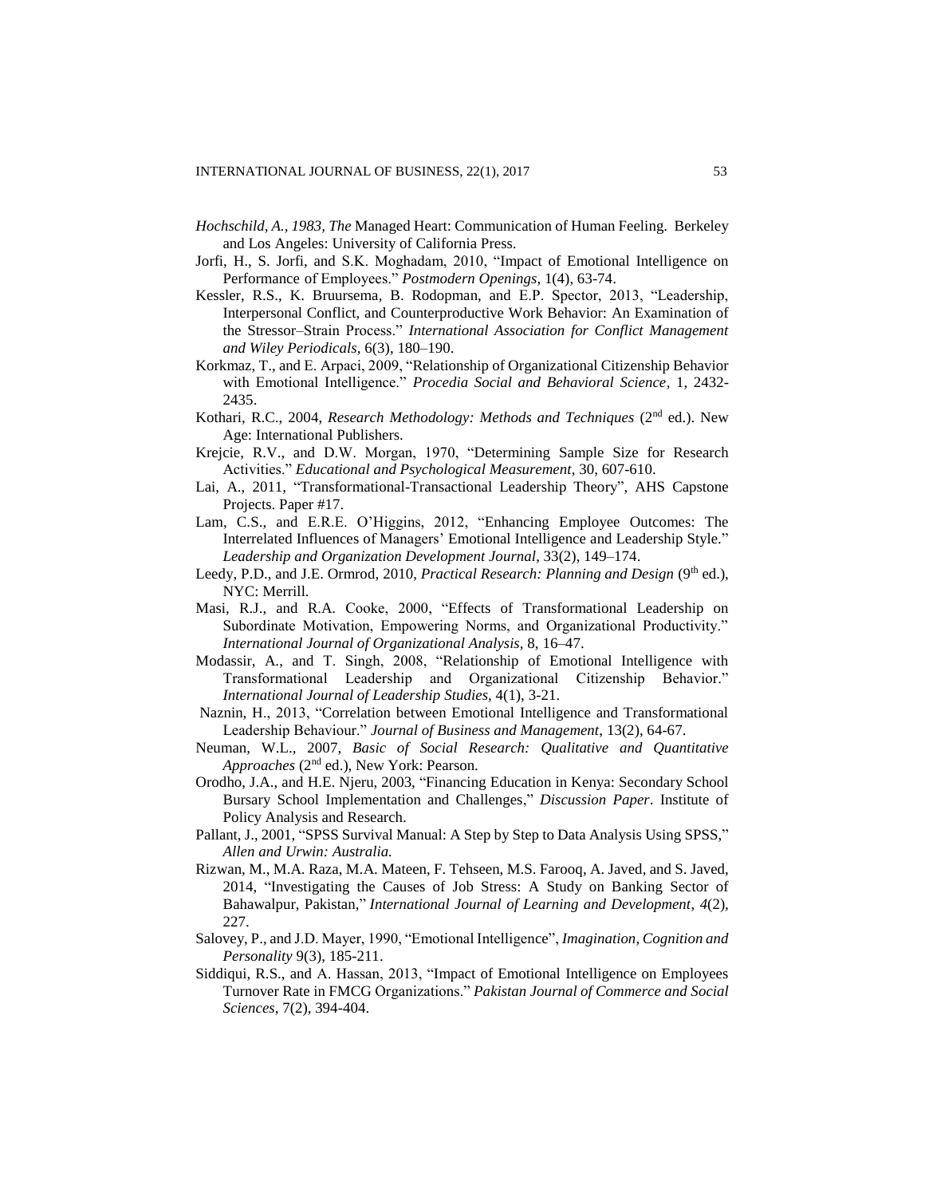*Hochschild, A., 1983, The* Managed Heart: Communication of Human Feeling. Berkeley and Los Angeles: University of California Press.

Jorfi, H., S. Jorfi, and S.K. Moghadam, 2010, "Impact of Emotional Intelligence on Performance of Employees." *Postmodern Openings*, 1(4), 63-74.

Kessler, R.S., K. Bruursema, B. Rodopman, and E.P. Spector, 2013, "Leadership, Interpersonal Conflict, and Counterproductive Work Behavior: An Examination of the Stressor–Strain Process." *International Association for Conflict Management and Wiley Periodicals*, 6(3), 180–190.

Korkmaz, T., and E. Arpaci, 2009, "Relationship of Organizational Citizenship Behavior with Emotional Intelligence." *Procedia Social and Behavioral Science*, 1, 2432-2435.

Kothari, R.C., 2004, *Research Methodology: Methods and Techniques* (2nd ed.). New Age: International Publishers.

Krejcie, R.V., and D.W. Morgan, 1970, "Determining Sample Size for Research Activities." *Educational and Psychological Measurement*, 30, 607-610.

Lai, A., 2011, "Transformational-Transactional Leadership Theory", AHS Capstone Projects. Paper #17.

Lam, C.S., and E.R.E. O'Higgins, 2012, "Enhancing Employee Outcomes: The Interrelated Influences of Managers' Emotional Intelligence and Leadership Style." *Leadership and Organization Development Journal*, 33(2), 149–174.

Leedy, P.D., and J.E. Ormrod, 2010, *Practical Research: Planning and Design* (9th ed.), NYC: Merrill.

Masi, R.J., and R.A. Cooke, 2000, "Effects of Transformational Leadership on Subordinate Motivation, Empowering Norms, and Organizational Productivity." *International Journal of Organizational Analysis*, 8, 16–47.

Modassir, A., and T. Singh, 2008, "Relationship of Emotional Intelligence with Transformational Leadership and Organizational Citizenship Behavior." *International Journal of Leadership Studies*, 4(1), 3-21.

Naznin, H., 2013, "Correlation between Emotional Intelligence and Transformational Leadership Behaviour." *Journal of Business and Management*, 13(2), 64-67.

Neuman, W.L., 2007, *Basic of Social Research: Qualitative and Quantitative Approaches* (2nd ed.), New York: Pearson.

Orodho, J.A., and H.E. Njeru, 2003, "Financing Education in Kenya: Secondary School Bursary School Implementation and Challenges," *Discussion Paper*. Institute of Policy Analysis and Research.

Pallant, J., 2001, "SPSS Survival Manual: A Step by Step to Data Analysis Using SPSS," *Allen and Urwin: Australia.*

Rizwan, M., M.A. Raza, M.A. Mateen, F. Tehseen, M.S. Farooq, A. Javed, and S. Javed, 2014, "Investigating the Causes of Job Stress: A Study on Banking Sector of Bahawalpur, Pakistan," *International Journal of Learning and Development*, *4*(2), 227.

Salovey, P., and J.D. Mayer, 1990, "Emotional Intelligence", *Imagination, Cognition and Personality* 9(3), 185-211.

Siddiqui, R.S., and A. Hassan, 2013, "Impact of Emotional Intelligence on Employees Turnover Rate in FMCG Organizations." *Pakistan Journal of Commerce and Social Sciences*, 7(2), 394-404.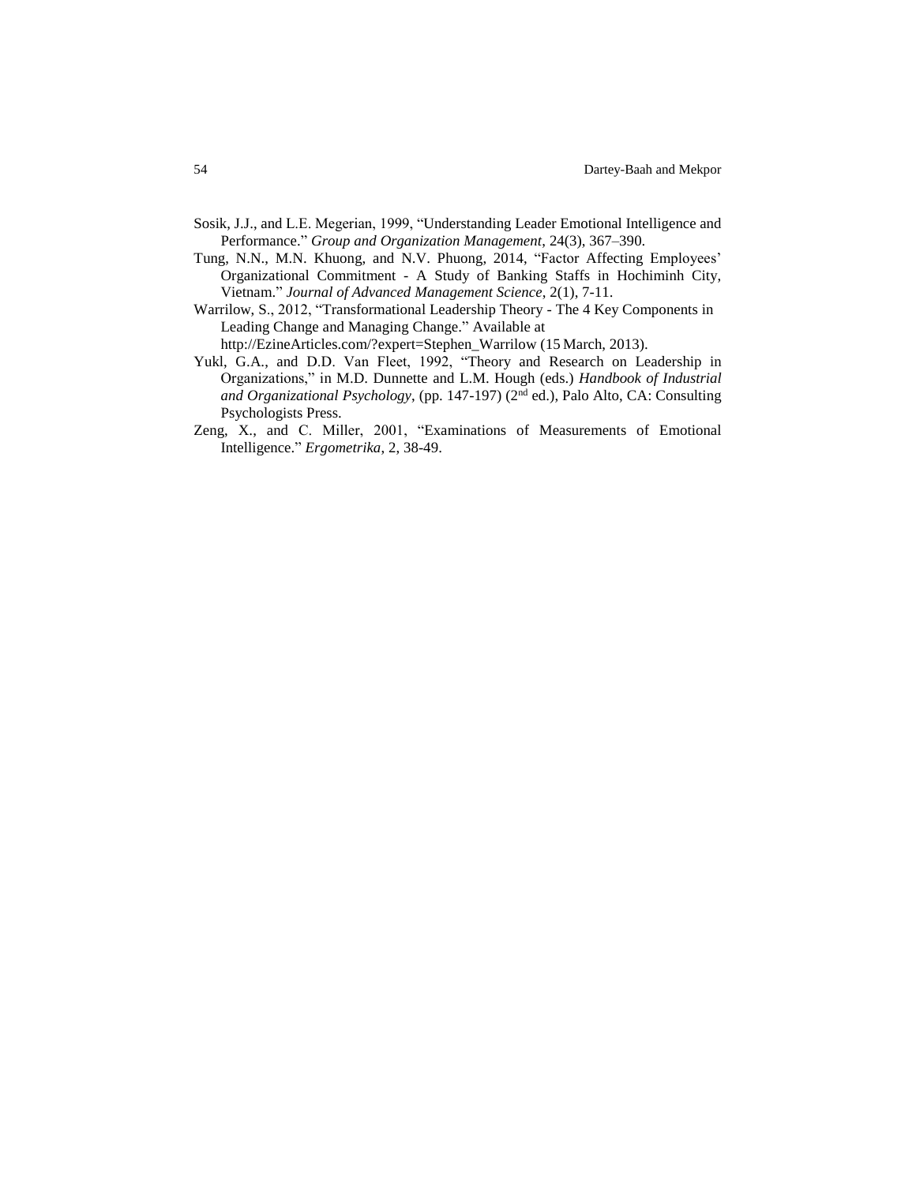Sosik, J.J., and L.E. Megerian, 1999, "Understanding Leader Emotional Intelligence and Performance." *Group and Organization Management*, 24(3), 367–390.

Tung, N.N., M.N. Khuong, and N.V. Phuong, 2014, "Factor Affecting Employees' Organizational Commitment - A Study of Banking Staffs in Hochiminh City, Vietnam." *Journal of Advanced Management Science*, 2(1), 7-11.

Warrilow, S., 2012, "Transformational Leadership Theory - The 4 Key Components in Leading Change and Managing Change." Available at http://EzineArticles.com/?expert=Stephen_Warrilow (15 March, 2013).

Yukl, G.A., and D.D. Van Fleet, 1992, "Theory and Research on Leadership in Organizations," in M.D. Dunnette and L.M. Hough (eds.) *Handbook of Industrial and Organizational Psychology*, (pp. 147-197) (2nd ed.), Palo Alto, CA: Consulting Psychologists Press.

Zeng, X., and C. Miller, 2001, "Examinations of Measurements of Emotional Intelligence." *Ergometrika*, 2, 38-49.